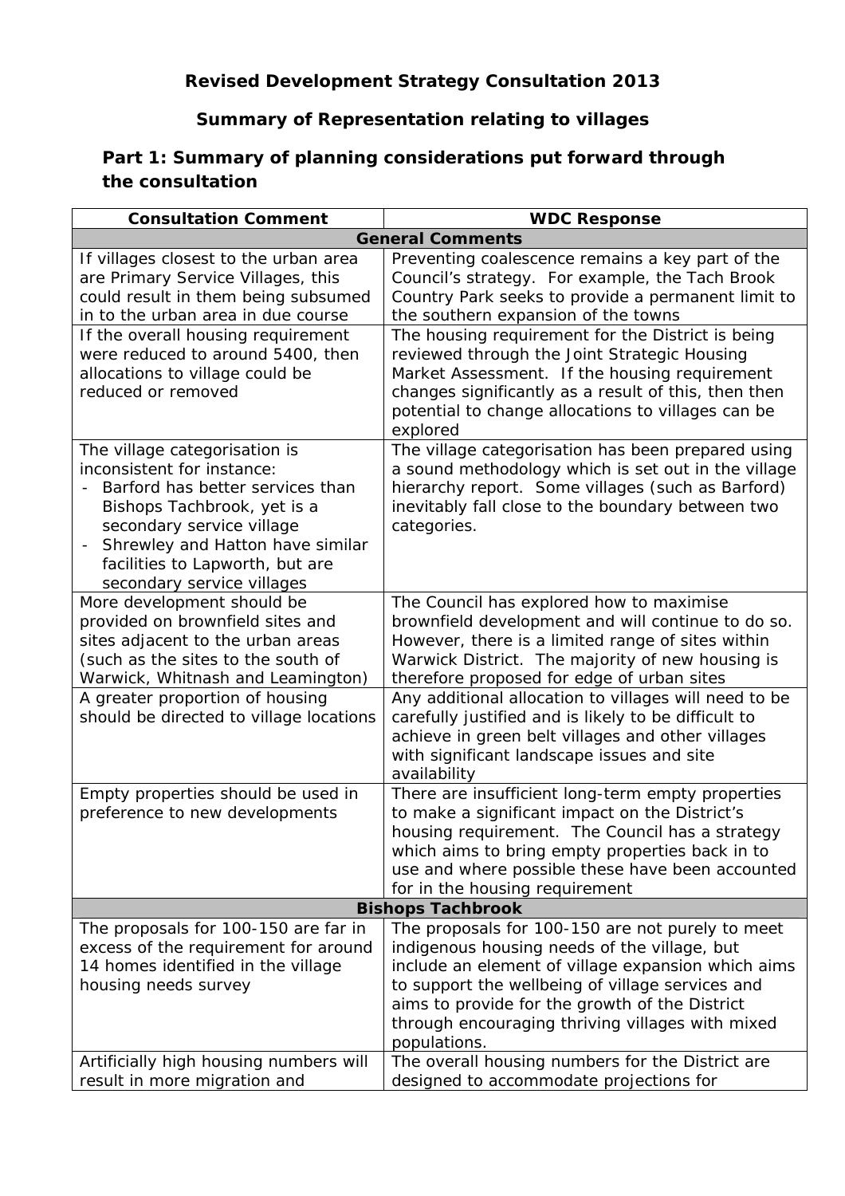# Revised Development Strategy Consultation 2013

## Summary of Representation relating to villages

### Part 1: Summary of planning considerations put forward through the consultation

| Consultation Comment | WDC Response |
|---|---|
| **General Comments** | |
| If villages closest to the urban area are Primary Service Villages, this could result in them being subsumed in to the urban area in due course | Preventing coalescence remains a key part of the Council's strategy. For example, the Tach Brook Country Park seeks to provide a permanent limit to the southern expansion of the towns |
| If the overall housing requirement were reduced to around 5400, then allocations to village could be reduced or removed | The housing requirement for the District is being reviewed through the Joint Strategic Housing Market Assessment. If the housing requirement changes significantly as a result of this, then then potential to change allocations to villages can be explored |
| The village categorisation is inconsistent for instance: <br> - Barford has better services than Bishops Tachbrook, yet is a secondary service village <br> - Shrewley and Hatton have similar facilities to Lapworth, but are secondary service villages | The village categorisation has been prepared using a sound methodology which is set out in the village hierarchy report. Some villages (such as Barford) inevitably fall close to the boundary between two categories. |
| More development should be provided on brownfield sites and sites adjacent to the urban areas (such as the sites to the south of Warwick, Whitnash and Leamington) | The Council has explored how to maximise brownfield development and will continue to do so. However, there is a limited range of sites within Warwick District. The majority of new housing is therefore proposed for edge of urban sites |
| A greater proportion of housing should be directed to village locations | Any additional allocation to villages will need to be carefully justified and is likely to be difficult to achieve in green belt villages and other villages with significant landscape issues and site availability |
| Empty properties should be used in preference to new developments | There are insufficient long-term empty properties to make a significant impact on the District's housing requirement. The Council has a strategy which aims to bring empty properties back in to use and where possible these have been accounted for in the housing requirement |
| **Bishops Tachbrook** | |
| The proposals for 100-150 are far in excess of the requirement for around 14 homes identified in the village housing needs survey | The proposals for 100-150 are not purely to meet indigenous housing needs of the village, but include an element of village expansion which aims to support the wellbeing of village services and aims to provide for the growth of the District through encouraging thriving villages with mixed populations. |
| Artificially high housing numbers will result in more migration and | The overall housing numbers for the District are designed to accommodate projections for |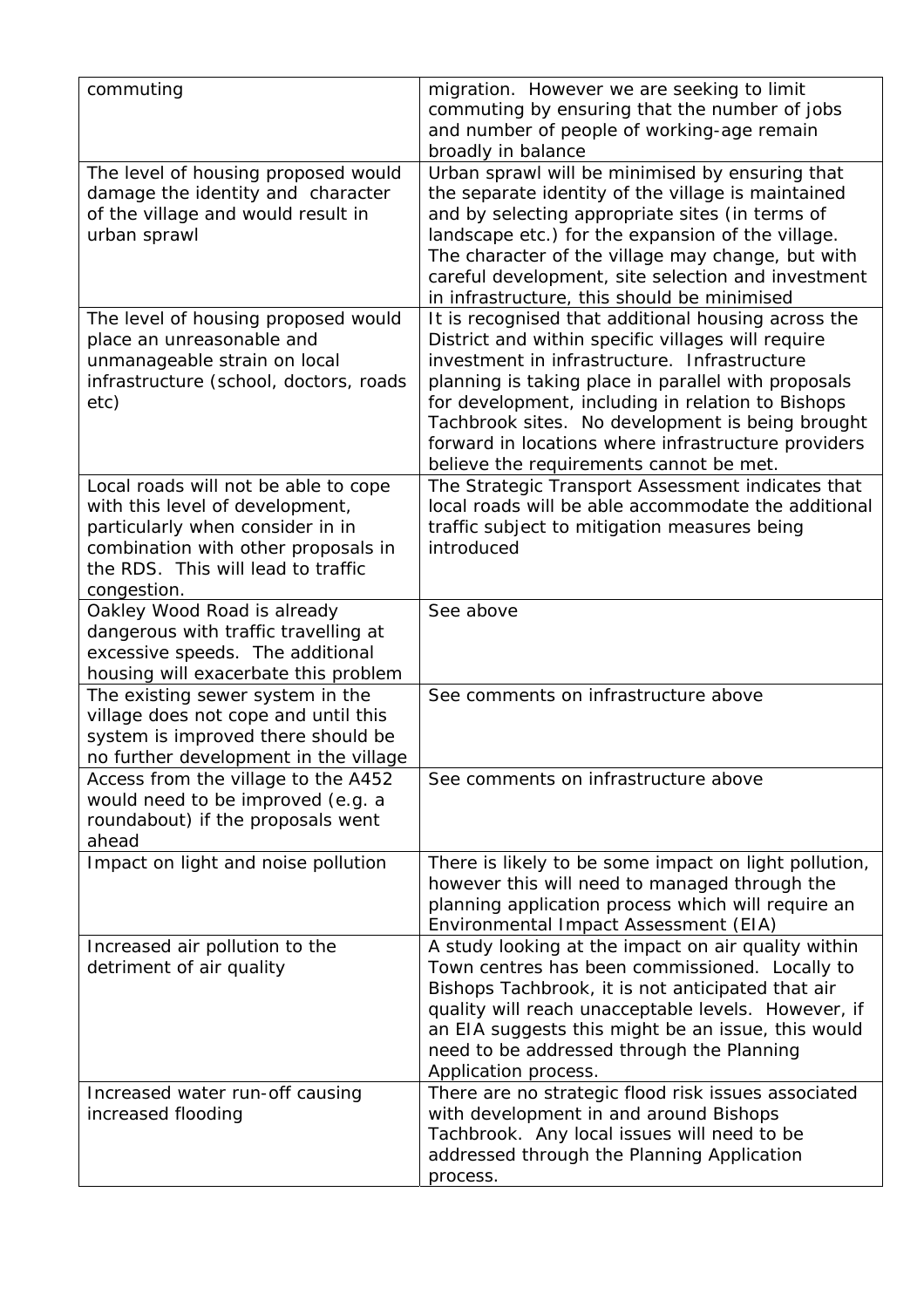| | |
|---|---|
| commuting | migration. However we are seeking to limit commuting by ensuring that the number of jobs and number of people of working-age remain broadly in balance |
| The level of housing proposed would damage the identity and character of the village and would result in urban sprawl | Urban sprawl will be minimised by ensuring that the separate identity of the village is maintained and by selecting appropriate sites (in terms of landscape etc.) for the expansion of the village. The character of the village may change, but with careful development, site selection and investment in infrastructure, this should be minimised |
| The level of housing proposed would place an unreasonable and unmanageable strain on local infrastructure (school, doctors, roads etc) | It is recognised that additional housing across the District and within specific villages will require investment in infrastructure. Infrastructure planning is taking place in parallel with proposals for development, including in relation to Bishops Tachbrook sites. No development is being brought forward in locations where infrastructure providers believe the requirements cannot be met. |
| Local roads will not be able to cope with this level of development, particularly when consider in in combination with other proposals in the RDS. This will lead to traffic congestion. | The Strategic Transport Assessment indicates that local roads will be able accommodate the additional traffic subject to mitigation measures being introduced |
| Oakley Wood Road is already dangerous with traffic travelling at excessive speeds. The additional housing will exacerbate this problem | See above |
| The existing sewer system in the village does not cope and until this system is improved there should be no further development in the village | See comments on infrastructure above |
| Access from the village to the A452 would need to be improved (e.g. a roundabout) if the proposals went ahead | See comments on infrastructure above |
| Impact on light and noise pollution | There is likely to be some impact on light pollution, however this will need to managed through the planning application process which will require an Environmental Impact Assessment (EIA) |
| Increased air pollution to the detriment of air quality | A study looking at the impact on air quality within Town centres has been commissioned. Locally to Bishops Tachbrook, it is not anticipated that air quality will reach unacceptable levels. However, if an EIA suggests this might be an issue, this would need to be addressed through the Planning Application process. |
| Increased water run-off causing increased flooding | There are no strategic flood risk issues associated with development in and around Bishops Tachbrook. Any local issues will need to be addressed through the Planning Application process. |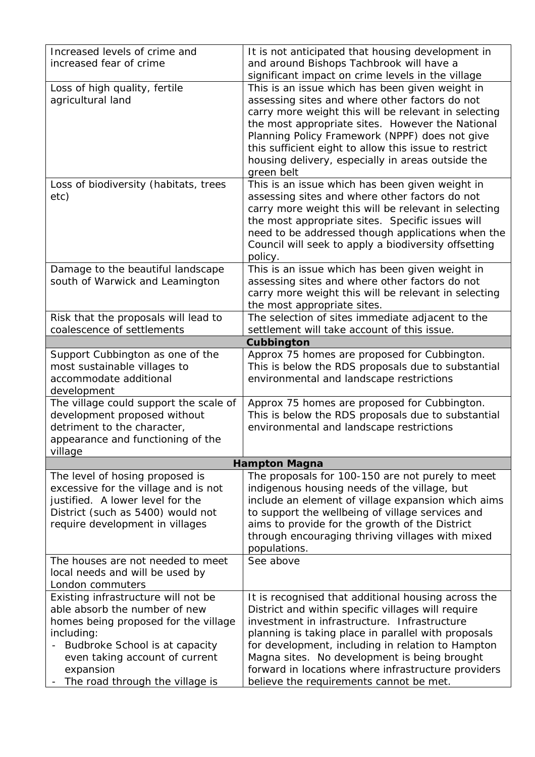| | |
|---|---|
| Increased levels of crime and increased fear of crime | It is not anticipated that housing development in and around Bishops Tachbrook will have a significant impact on crime levels in the village |
| Loss of high quality, fertile agricultural land | This is an issue which has been given weight in assessing sites and where other factors do not carry more weight this will be relevant in selecting the most appropriate sites. However the National Planning Policy Framework (NPPF) does not give this sufficient eight to allow this issue to restrict housing delivery, especially in areas outside the green belt |
| Loss of biodiversity (habitats, trees etc) | This is an issue which has been given weight in assessing sites and where other factors do not carry more weight this will be relevant in selecting the most appropriate sites. Specific issues will need to be addressed though applications when the Council will seek to apply a biodiversity offsetting policy. |
| Damage to the beautiful landscape south of Warwick and Leamington | This is an issue which has been given weight in assessing sites and where other factors do not carry more weight this will be relevant in selecting the most appropriate sites. |
| Risk that the proposals will lead to coalescence of settlements | The selection of sites immediate adjacent to the settlement will take account of this issue. |
| **Cubbington** | |
| Support Cubbington as one of the most sustainable villages to accommodate additional development | Approx 75 homes are proposed for Cubbington. This is below the RDS proposals due to substantial environmental and landscape restrictions |
| The village could support the scale of development proposed without detriment to the character, appearance and functioning of the village | Approx 75 homes are proposed for Cubbington. This is below the RDS proposals due to substantial environmental and landscape restrictions |
| **Hampton Magna** | |
| The level of hosing proposed is excessive for the village and is not justified. A lower level for the District (such as 5400) would not require development in villages | The proposals for 100-150 are not purely to meet indigenous housing needs of the village, but include an element of village expansion which aims to support the wellbeing of village services and aims to provide for the growth of the District through encouraging thriving villages with mixed populations. |
| The houses are not needed to meet local needs and will be used by London commuters | See above |
| Existing infrastructure will not be able absorb the number of new homes being proposed for the village including:<br>- Budbroke School is at capacity even taking account of current expansion<br>- The road through the village is | It is recognised that additional housing across the District and within specific villages will require investment in infrastructure. Infrastructure planning is taking place in parallel with proposals for development, including in relation to Hampton Magna sites. No development is being brought forward in locations where infrastructure providers believe the requirements cannot be met. |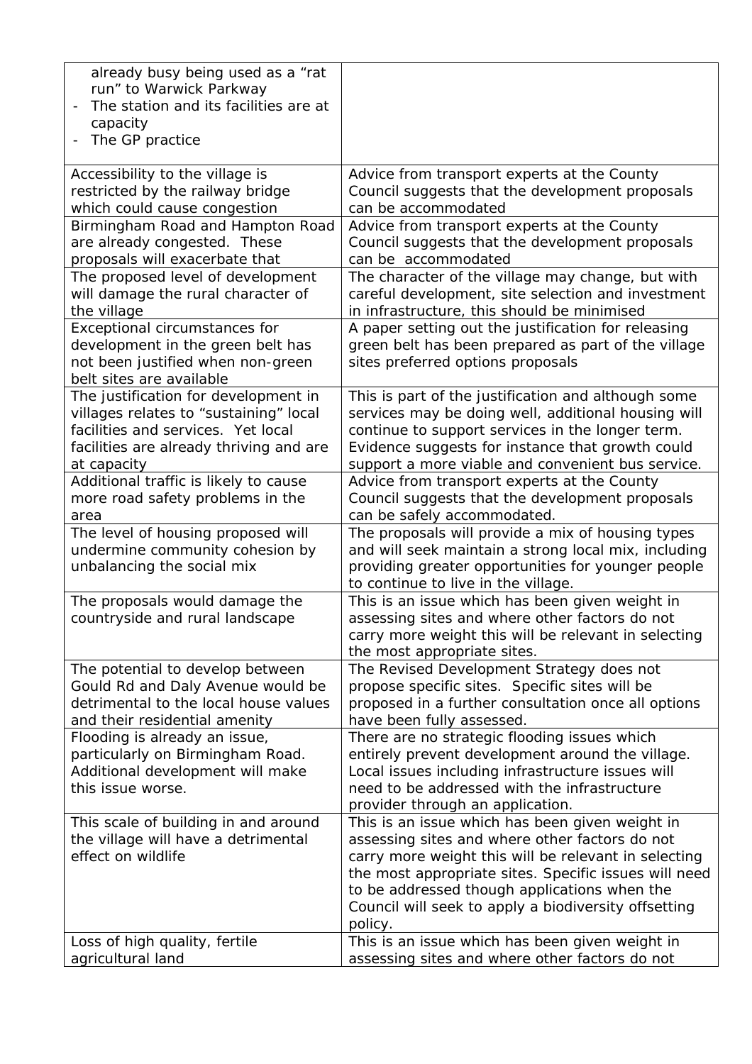| | |
|---|---|
| already busy being used as a "rat run" to Warwick Parkway<br>- The station and its facilities are at capacity<br>- The GP practice | |
| Accessibility to the village is restricted by the railway bridge which could cause congestion | Advice from transport experts at the County Council suggests that the development proposals can be accommodated |
| Birmingham Road and Hampton Road are already congested. These proposals will exacerbate that | Advice from transport experts at the County Council suggests that the development proposals can be accommodated |
| The proposed level of development will damage the rural character of the village | The character of the village may change, but with careful development, site selection and investment in infrastructure, this should be minimised |
| Exceptional circumstances for development in the green belt has not been justified when non-green belt sites are available | A paper setting out the justification for releasing green belt has been prepared as part of the village sites preferred options proposals |
| The justification for development in villages relates to "sustaining" local facilities and services. Yet local facilities are already thriving and are at capacity | This is part of the justification and although some services may be doing well, additional housing will continue to support services in the longer term. Evidence suggests for instance that growth could support a more viable and convenient bus service. |
| Additional traffic is likely to cause more road safety problems in the area | Advice from transport experts at the County Council suggests that the development proposals can be safely accommodated. |
| The level of housing proposed will undermine community cohesion by unbalancing the social mix | The proposals will provide a mix of housing types and will seek maintain a strong local mix, including providing greater opportunities for younger people to continue to live in the village. |
| The proposals would damage the countryside and rural landscape | This is an issue which has been given weight in assessing sites and where other factors do not carry more weight this will be relevant in selecting the most appropriate sites. |
| The potential to develop between Gould Rd and Daly Avenue would be detrimental to the local house values and their residential amenity | The Revised Development Strategy does not propose specific sites. Specific sites will be proposed in a further consultation once all options have been fully assessed. |
| Flooding is already an issue, particularly on Birmingham Road. Additional development will make this issue worse. | There are no strategic flooding issues which entirely prevent development around the village. Local issues including infrastructure issues will need to be addressed with the infrastructure provider through an application. |
| This scale of building in and around the village will have a detrimental effect on wildlife | This is an issue which has been given weight in assessing sites and where other factors do not carry more weight this will be relevant in selecting the most appropriate sites. Specific issues will need to be addressed though applications when the Council will seek to apply a biodiversity offsetting policy. |
| Loss of high quality, fertile agricultural land | This is an issue which has been given weight in assessing sites and where other factors do not |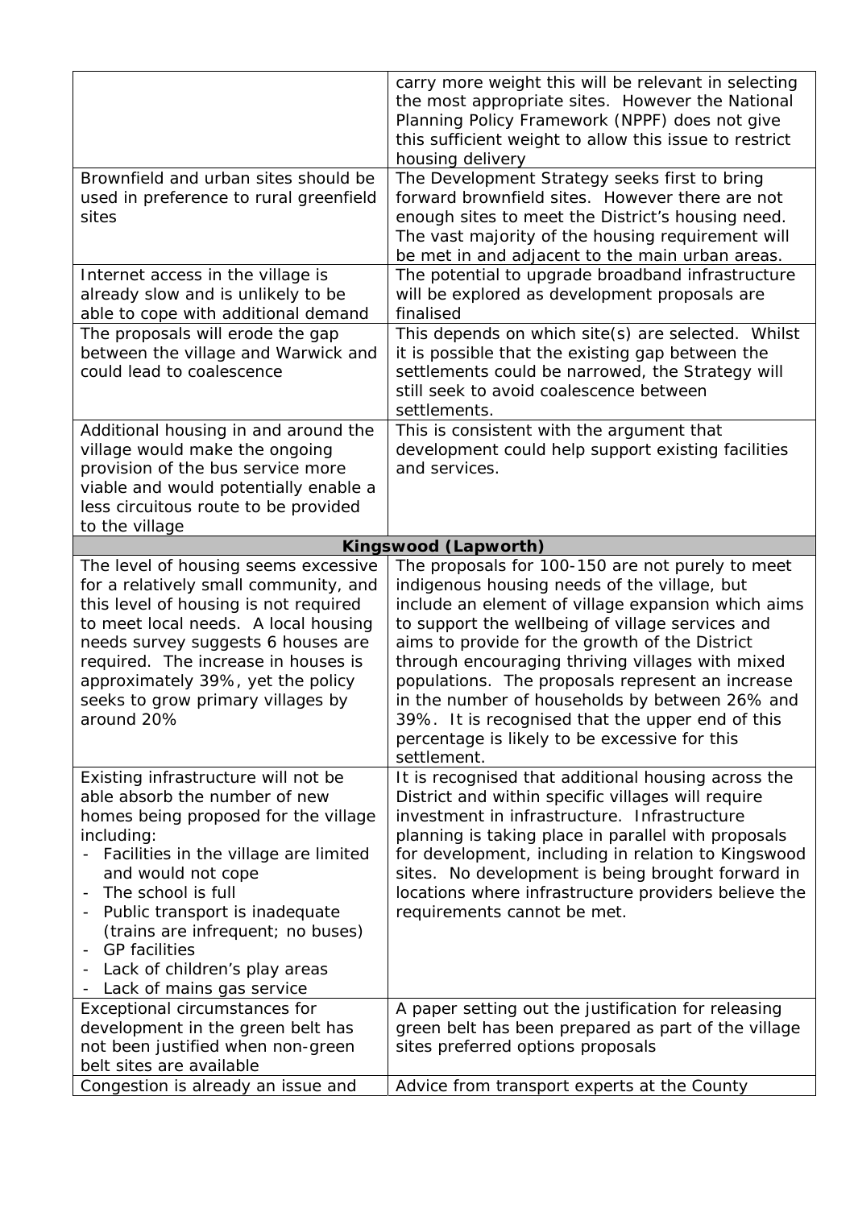| | |
|---|---|
| | carry more weight this will be relevant in selecting the most appropriate sites. However the National Planning Policy Framework (NPPF) does not give this sufficient weight to allow this issue to restrict housing delivery |
| Brownfield and urban sites should be used in preference to rural greenfield sites | The Development Strategy seeks first to bring forward brownfield sites. However there are not enough sites to meet the District's housing need. The vast majority of the housing requirement will be met in and adjacent to the main urban areas. |
| Internet access in the village is already slow and is unlikely to be able to cope with additional demand | The potential to upgrade broadband infrastructure will be explored as development proposals are finalised |
| The proposals will erode the gap between the village and Warwick and could lead to coalescence | This depends on which site(s) are selected. Whilst it is possible that the existing gap between the settlements could be narrowed, the Strategy will still seek to avoid coalescence between settlements. |
| Additional housing in and around the village would make the ongoing provision of the bus service more viable and would potentially enable a less circuitous route to be provided to the village | This is consistent with the argument that development could help support existing facilities and services. |
| **Kingswood (Lapworth)** | |
| The level of housing seems excessive for a relatively small community, and this level of housing is not required to meet local needs. A local housing needs survey suggests 6 houses are required. The increase in houses is approximately 39%, yet the policy seeks to grow primary villages by around 20% | The proposals for 100-150 are not purely to meet indigenous housing needs of the village, but include an element of village expansion which aims to support the wellbeing of village services and aims to provide for the growth of the District through encouraging thriving villages with mixed populations. The proposals represent an increase in the number of households by between 26% and 39%. It is recognised that the upper end of this percentage is likely to be excessive for this settlement. |
| Existing infrastructure will not be able absorb the number of new homes being proposed for the village including:<br>- Facilities in the village are limited and would not cope<br>- The school is full<br>- Public transport is inadequate (trains are infrequent; no buses)<br>- GP facilities<br>- Lack of children's play areas<br>- Lack of mains gas service | It is recognised that additional housing across the District and within specific villages will require investment in infrastructure. Infrastructure planning is taking place in parallel with proposals for development, including in relation to Kingswood sites. No development is being brought forward in locations where infrastructure providers believe the requirements cannot be met. |
| Exceptional circumstances for development in the green belt has not been justified when non-green belt sites are available | A paper setting out the justification for releasing green belt has been prepared as part of the village sites preferred options proposals |
| Congestion is already an issue and | Advice from transport experts at the County |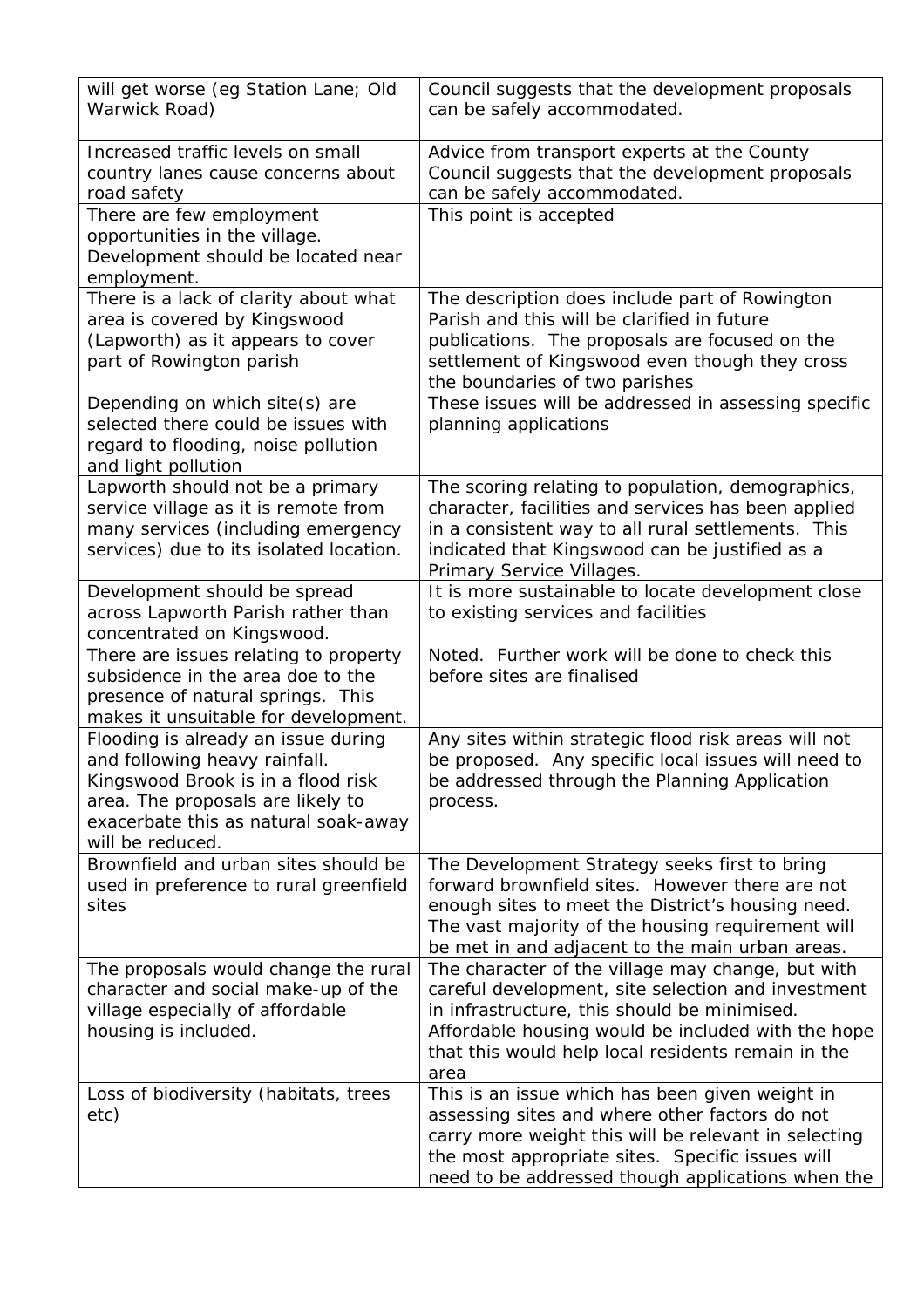| | |
|---|---|
| will get worse (eg Station Lane; Old Warwick Road) | Council suggests that the development proposals can be safely accommodated. |
| Increased traffic levels on small country lanes cause concerns about road safety | Advice from transport experts at the County Council suggests that the development proposals can be safely accommodated. |
| There are few employment opportunities in the village. Development should be located near employment. | This point is accepted |
| There is a lack of clarity about what area is covered by Kingswood (Lapworth) as it appears to cover part of Rowington parish | The description does include part of Rowington Parish and this will be clarified in future publications. The proposals are focused on the settlement of Kingswood even though they cross the boundaries of two parishes |
| Depending on which site(s) are selected there could be issues with regard to flooding, noise pollution and light pollution | These issues will be addressed in assessing specific planning applications |
| Lapworth should not be a primary service village as it is remote from many services (including emergency services) due to its isolated location. | The scoring relating to population, demographics, character, facilities and services has been applied in a consistent way to all rural settlements. This indicated that Kingswood can be justified as a Primary Service Villages. |
| Development should be spread across Lapworth Parish rather than concentrated on Kingswood. | It is more sustainable to locate development close to existing services and facilities |
| There are issues relating to property subsidence in the area doe to the presence of natural springs. This makes it unsuitable for development. | Noted. Further work will be done to check this before sites are finalised |
| Flooding is already an issue during and following heavy rainfall. Kingswood Brook is in a flood risk area. The proposals are likely to exacerbate this as natural soak-away will be reduced. | Any sites within strategic flood risk areas will not be proposed. Any specific local issues will need to be addressed through the Planning Application process. |
| Brownfield and urban sites should be used in preference to rural greenfield sites | The Development Strategy seeks first to bring forward brownfield sites. However there are not enough sites to meet the District's housing need. The vast majority of the housing requirement will be met in and adjacent to the main urban areas. |
| The proposals would change the rural character and social make-up of the village especially of affordable housing is included. | The character of the village may change, but with careful development, site selection and investment in infrastructure, this should be minimised. Affordable housing would be included with the hope that this would help local residents remain in the area |
| Loss of biodiversity (habitats, trees etc) | This is an issue which has been given weight in assessing sites and where other factors do not carry more weight this will be relevant in selecting the most appropriate sites. Specific issues will need to be addressed though applications when the |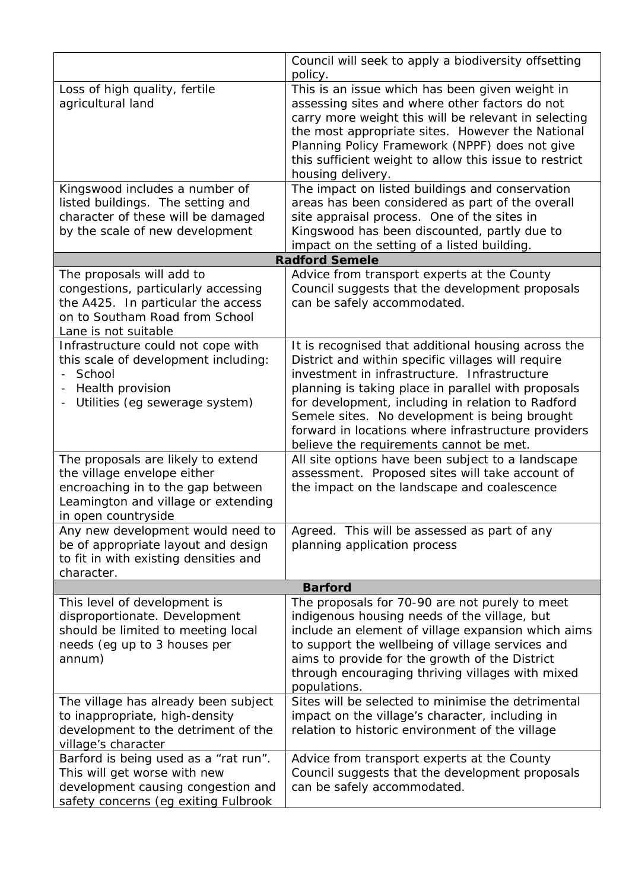| | |
|---|---|
| | Council will seek to apply a biodiversity offsetting policy. |
| Loss of high quality, fertile agricultural land | This is an issue which has been given weight in assessing sites and where other factors do not carry more weight this will be relevant in selecting the most appropriate sites. However the National Planning Policy Framework (NPPF) does not give this sufficient weight to allow this issue to restrict housing delivery. |
| Kingswood includes a number of listed buildings. The setting and character of these will be damaged by the scale of new development | The impact on listed buildings and conservation areas has been considered as part of the overall site appraisal process. One of the sites in Kingswood has been discounted, partly due to impact on the setting of a listed building. |
| **Radford Semele** | |
| The proposals will add to congestions, particularly accessing the A425. In particular the access on to Southam Road from School Lane is not suitable | Advice from transport experts at the County Council suggests that the development proposals can be safely accommodated. |
| Infrastructure could not cope with this scale of development including: <br>- School <br>- Health provision <br>- Utilities (eg sewerage system) | It is recognised that additional housing across the District and within specific villages will require investment in infrastructure. Infrastructure planning is taking place in parallel with proposals for development, including in relation to Radford Semele sites. No development is being brought forward in locations where infrastructure providers believe the requirements cannot be met. |
| The proposals are likely to extend the village envelope either encroaching in to the gap between Leamington and village or extending in open countryside | All site options have been subject to a landscape assessment. Proposed sites will take account of the impact on the landscape and coalescence |
| Any new development would need to be of appropriate layout and design to fit in with existing densities and character. | Agreed. This will be assessed as part of any planning application process |
| **Barford** | |
| This level of development is disproportionate. Development should be limited to meeting local needs (eg up to 3 houses per annum) | The proposals for 70-90 are not purely to meet indigenous housing needs of the village, but include an element of village expansion which aims to support the wellbeing of village services and aims to provide for the growth of the District through encouraging thriving villages with mixed populations. |
| The village has already been subject to inappropriate, high-density development to the detriment of the village's character | Sites will be selected to minimise the detrimental impact on the village's character, including in relation to historic environment of the village |
| Barford is being used as a "rat run". This will get worse with new development causing congestion and safety concerns (eg exiting Fulbrook | Advice from transport experts at the County Council suggests that the development proposals can be safely accommodated. |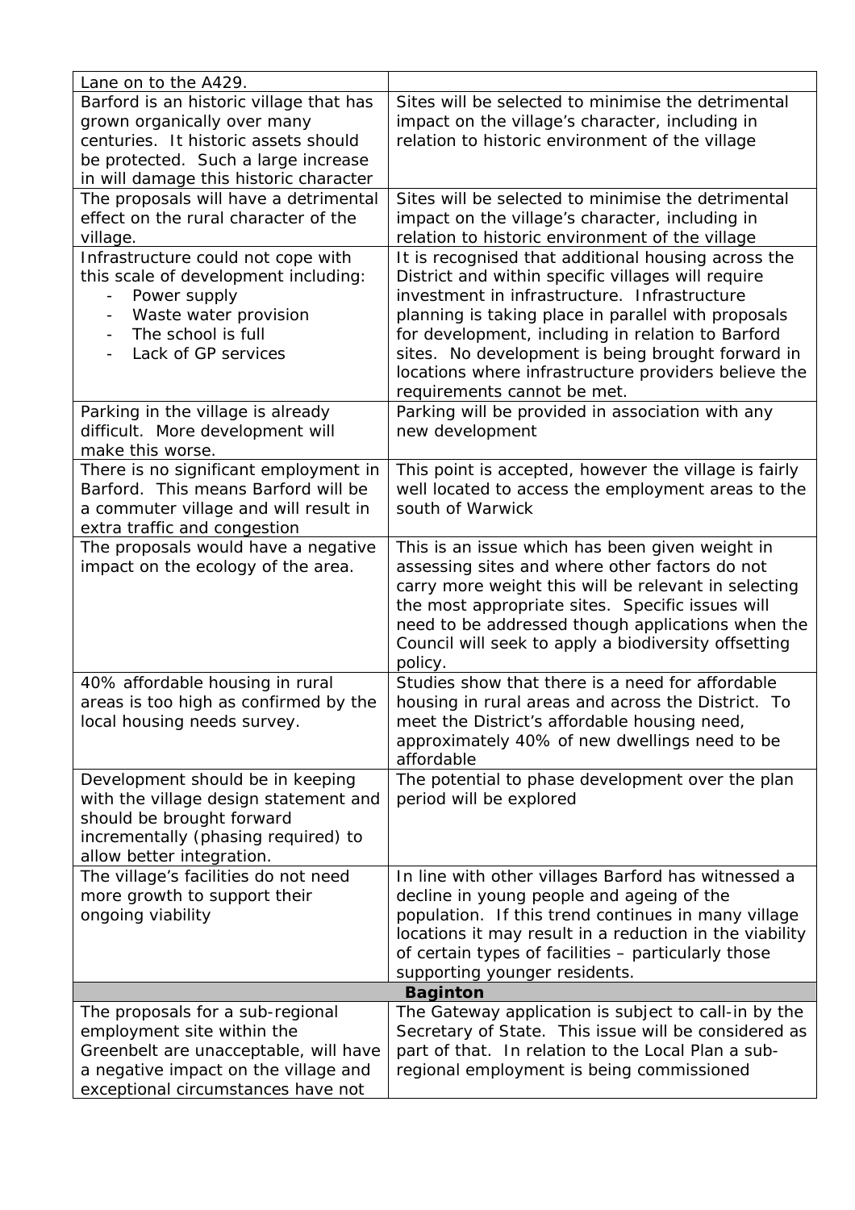| | |
|---|---|
| Lane on to the A429. | |
| Barford is an historic village that has grown organically over many centuries. It historic assets should be protected. Such a large increase in will damage this historic character | Sites will be selected to minimise the detrimental impact on the village's character, including in relation to historic environment of the village |
| The proposals will have a detrimental effect on the rural character of the village. | Sites will be selected to minimise the detrimental impact on the village's character, including in relation to historic environment of the village |
| Infrastructure could not cope with this scale of development including:<br>- Power supply<br>- Waste water provision<br>- The school is full<br>- Lack of GP services | It is recognised that additional housing across the District and within specific villages will require investment in infrastructure. Infrastructure planning is taking place in parallel with proposals for development, including in relation to Barford sites. No development is being brought forward in locations where infrastructure providers believe the requirements cannot be met. |
| Parking in the village is already difficult. More development will make this worse. | Parking will be provided in association with any new development |
| There is no significant employment in Barford. This means Barford will be a commuter village and will result in extra traffic and congestion | This point is accepted, however the village is fairly well located to access the employment areas to the south of Warwick |
| The proposals would have a negative impact on the ecology of the area. | This is an issue which has been given weight in assessing sites and where other factors do not carry more weight this will be relevant in selecting the most appropriate sites. Specific issues will need to be addressed though applications when the Council will seek to apply a biodiversity offsetting policy. |
| 40% affordable housing in rural areas is too high as confirmed by the local housing needs survey. | Studies show that there is a need for affordable housing in rural areas and across the District. To meet the District's affordable housing need, approximately 40% of new dwellings need to be affordable |
| Development should be in keeping with the village design statement and should be brought forward incrementally (phasing required) to allow better integration. | The potential to phase development over the plan period will be explored |
| The village's facilities do not need more growth to support their ongoing viability | In line with other villages Barford has witnessed a decline in young people and ageing of the population. If this trend continues in many village locations it may result in a reduction in the viability of certain types of facilities – particularly those supporting younger residents. |
| **Baginton** | |
| The proposals for a sub-regional employment site within the Greenbelt are unacceptable, will have a negative impact on the village and exceptional circumstances have not | The Gateway application is subject to call-in by the Secretary of State. This issue will be considered as part of that. In relation to the Local Plan a sub-regional employment is being commissioned |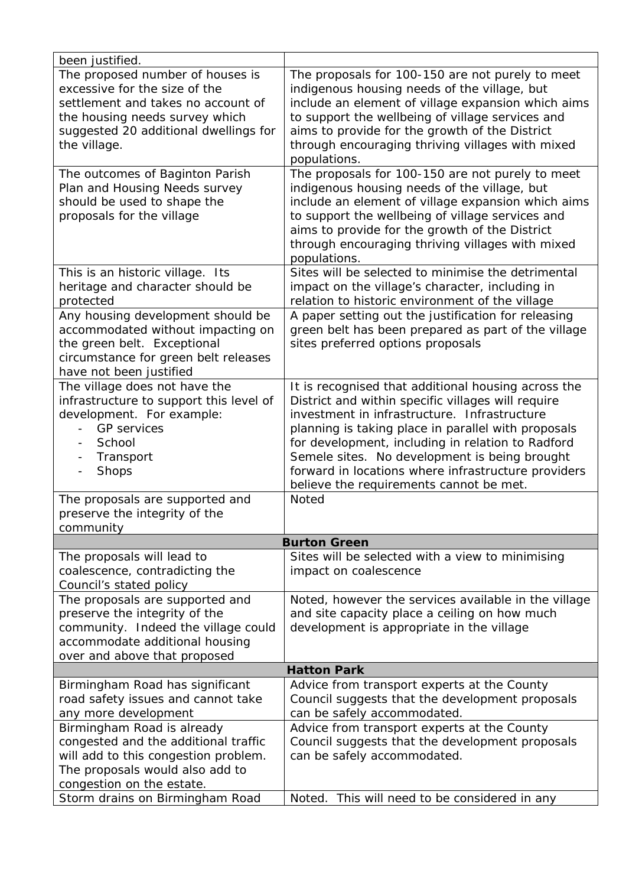| | |
|---|---|
| been justified. | |
| The proposed number of houses is excessive for the size of the settlement and takes no account of the housing needs survey which suggested 20 additional dwellings for the village. | The proposals for 100-150 are not purely to meet indigenous housing needs of the village, but include an element of village expansion which aims to support the wellbeing of village services and aims to provide for the growth of the District through encouraging thriving villages with mixed populations. |
| The outcomes of Baginton Parish Plan and Housing Needs survey should be used to shape the proposals for the village | The proposals for 100-150 are not purely to meet indigenous housing needs of the village, but include an element of village expansion which aims to support the wellbeing of village services and aims to provide for the growth of the District through encouraging thriving villages with mixed populations. |
| This is an historic village. Its heritage and character should be protected | Sites will be selected to minimise the detrimental impact on the village's character, including in relation to historic environment of the village |
| Any housing development should be accommodated without impacting on the green belt. Exceptional circumstance for green belt releases have not been justified | A paper setting out the justification for releasing green belt has been prepared as part of the village sites preferred options proposals |
| The village does not have the infrastructure to support this level of development. For example: <br> - GP services <br> - School <br> - Transport <br> - Shops | It is recognised that additional housing across the District and within specific villages will require investment in infrastructure. Infrastructure planning is taking place in parallel with proposals for development, including in relation to Radford Semele sites. No development is being brought forward in locations where infrastructure providers believe the requirements cannot be met. |
| The proposals are supported and preserve the integrity of the community | Noted |
| **Burton Green** | |
| The proposals will lead to coalescence, contradicting the Council's stated policy | Sites will be selected with a view to minimising impact on coalescence |
| The proposals are supported and preserve the integrity of the community. Indeed the village could accommodate additional housing over and above that proposed | Noted, however the services available in the village and site capacity place a ceiling on how much development is appropriate in the village |
| **Hatton Park** | |
| Birmingham Road has significant road safety issues and cannot take any more development | Advice from transport experts at the County Council suggests that the development proposals can be safely accommodated. |
| Birmingham Road is already congested and the additional traffic will add to this congestion problem. The proposals would also add to congestion on the estate. | Advice from transport experts at the County Council suggests that the development proposals can be safely accommodated. |
| Storm drains on Birmingham Road | Noted. This will need to be considered in any |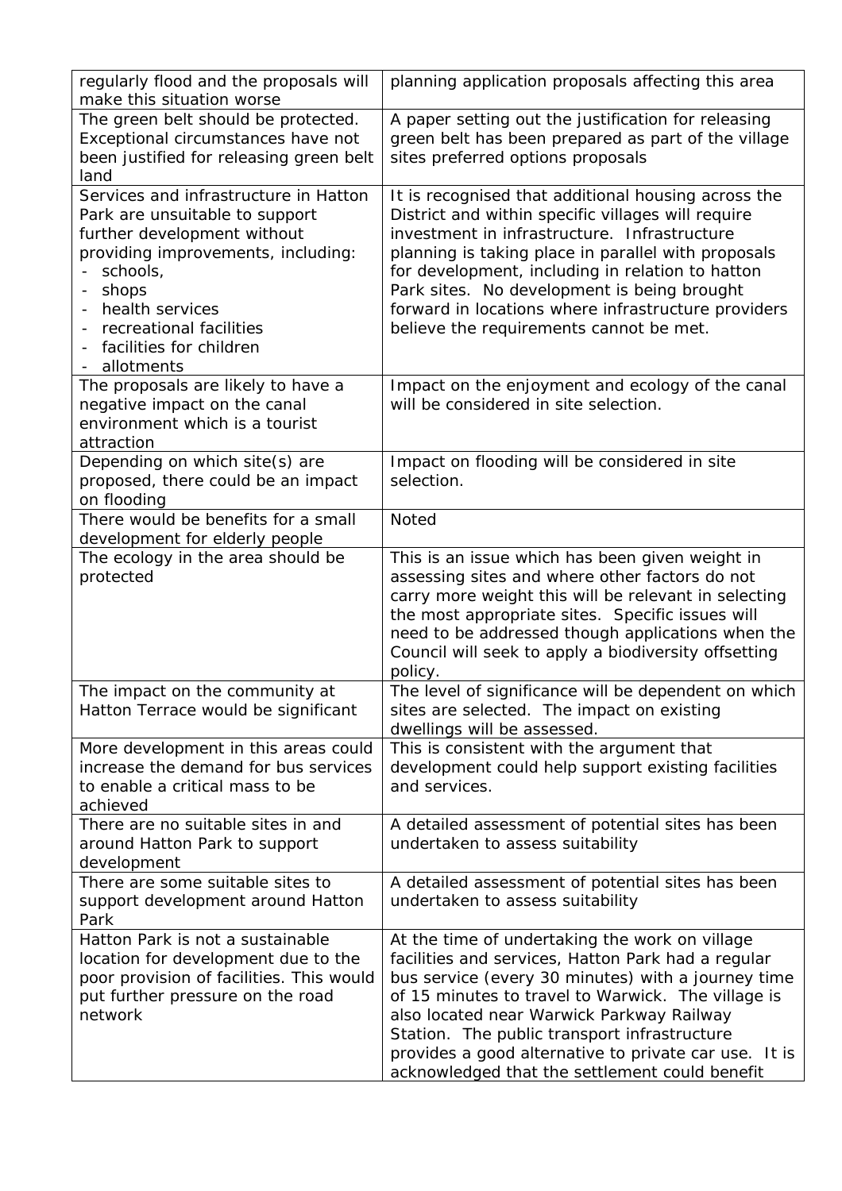| | |
|---|---|
| regularly flood and the proposals will make this situation worse | planning application proposals affecting this area |
| The green belt should be protected. Exceptional circumstances have not been justified for releasing green belt land | A paper setting out the justification for releasing green belt has been prepared as part of the village sites preferred options proposals |
| Services and infrastructure in Hatton Park are unsuitable to support further development without providing improvements, including: <br>- schools, <br>- shops <br>- health services <br>- recreational facilities <br>- facilities for children <br>- allotments | It is recognised that additional housing across the District and within specific villages will require investment in infrastructure. Infrastructure planning is taking place in parallel with proposals for development, including in relation to hatton Park sites. No development is being brought forward in locations where infrastructure providers believe the requirements cannot be met. |
| The proposals are likely to have a negative impact on the canal environment which is a tourist attraction | Impact on the enjoyment and ecology of the canal will be considered in site selection. |
| Depending on which site(s) are proposed, there could be an impact on flooding | Impact on flooding will be considered in site selection. |
| There would be benefits for a small development for elderly people | Noted |
| The ecology in the area should be protected | This is an issue which has been given weight in assessing sites and where other factors do not carry more weight this will be relevant in selecting the most appropriate sites. Specific issues will need to be addressed though applications when the Council will seek to apply a biodiversity offsetting policy. |
| The impact on the community at Hatton Terrace would be significant | The level of significance will be dependent on which sites are selected. The impact on existing dwellings will be assessed. |
| More development in this areas could increase the demand for bus services to enable a critical mass to be achieved | This is consistent with the argument that development could help support existing facilities and services. |
| There are no suitable sites in and around Hatton Park to support development | A detailed assessment of potential sites has been undertaken to assess suitability |
| There are some suitable sites to support development around Hatton Park | A detailed assessment of potential sites has been undertaken to assess suitability |
| Hatton Park is not a sustainable location for development due to the poor provision of facilities. This would put further pressure on the road network | At the time of undertaking the work on village facilities and services, Hatton Park had a regular bus service (every 30 minutes) with a journey time of 15 minutes to travel to Warwick. The village is also located near Warwick Parkway Railway Station. The public transport infrastructure provides a good alternative to private car use. It is acknowledged that the settlement could benefit |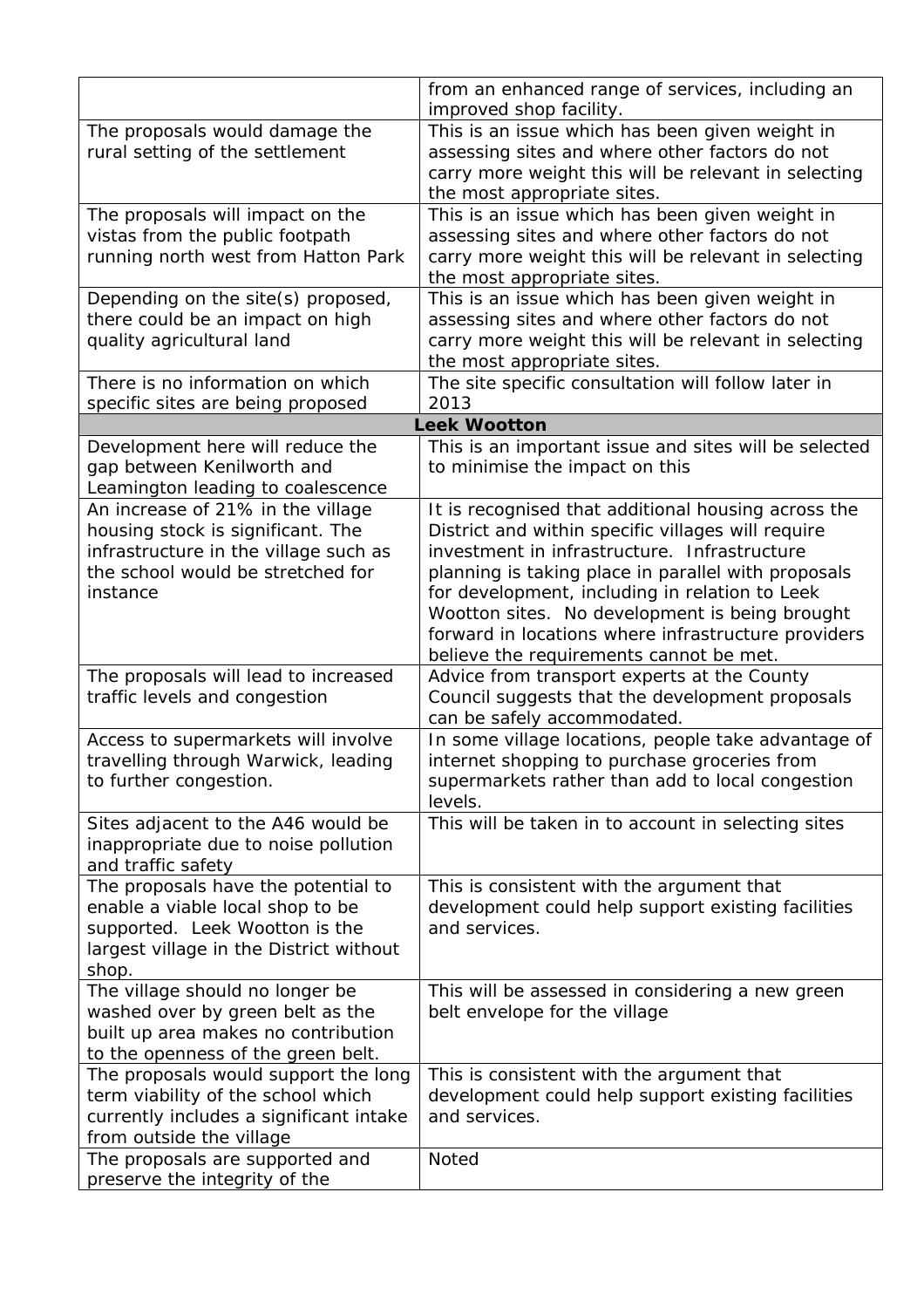| | |
|---|---|
| | from an enhanced range of services, including an improved shop facility. |
| The proposals would damage the rural setting of the settlement | This is an issue which has been given weight in assessing sites and where other factors do not carry more weight this will be relevant in selecting the most appropriate sites. |
| The proposals will impact on the vistas from the public footpath running north west from Hatton Park | This is an issue which has been given weight in assessing sites and where other factors do not carry more weight this will be relevant in selecting the most appropriate sites. |
| Depending on the site(s) proposed, there could be an impact on high quality agricultural land | This is an issue which has been given weight in assessing sites and where other factors do not carry more weight this will be relevant in selecting the most appropriate sites. |
| There is no information on which specific sites are being proposed | The site specific consultation will follow later in 2013 |
| **Leek Wootton** | |
| Development here will reduce the gap between Kenilworth and Leamington leading to coalescence | This is an important issue and sites will be selected to minimise the impact on this |
| An increase of 21% in the village housing stock is significant. The infrastructure in the village such as the school would be stretched for instance | It is recognised that additional housing across the District and within specific villages will require investment in infrastructure. Infrastructure planning is taking place in parallel with proposals for development, including in relation to Leek Wootton sites. No development is being brought forward in locations where infrastructure providers believe the requirements cannot be met. |
| The proposals will lead to increased traffic levels and congestion | Advice from transport experts at the County Council suggests that the development proposals can be safely accommodated. |
| Access to supermarkets will involve travelling through Warwick, leading to further congestion. | In some village locations, people take advantage of internet shopping to purchase groceries from supermarkets rather than add to local congestion levels. |
| Sites adjacent to the A46 would be inappropriate due to noise pollution and traffic safety | This will be taken in to account in selecting sites |
| The proposals have the potential to enable a viable local shop to be supported. Leek Wootton is the largest village in the District without shop. | This is consistent with the argument that development could help support existing facilities and services. |
| The village should no longer be washed over by green belt as the built up area makes no contribution to the openness of the green belt. | This will be assessed in considering a new green belt envelope for the village |
| The proposals would support the long term viability of the school which currently includes a significant intake from outside the village | This is consistent with the argument that development could help support existing facilities and services. |
| The proposals are supported and preserve the integrity of the | Noted |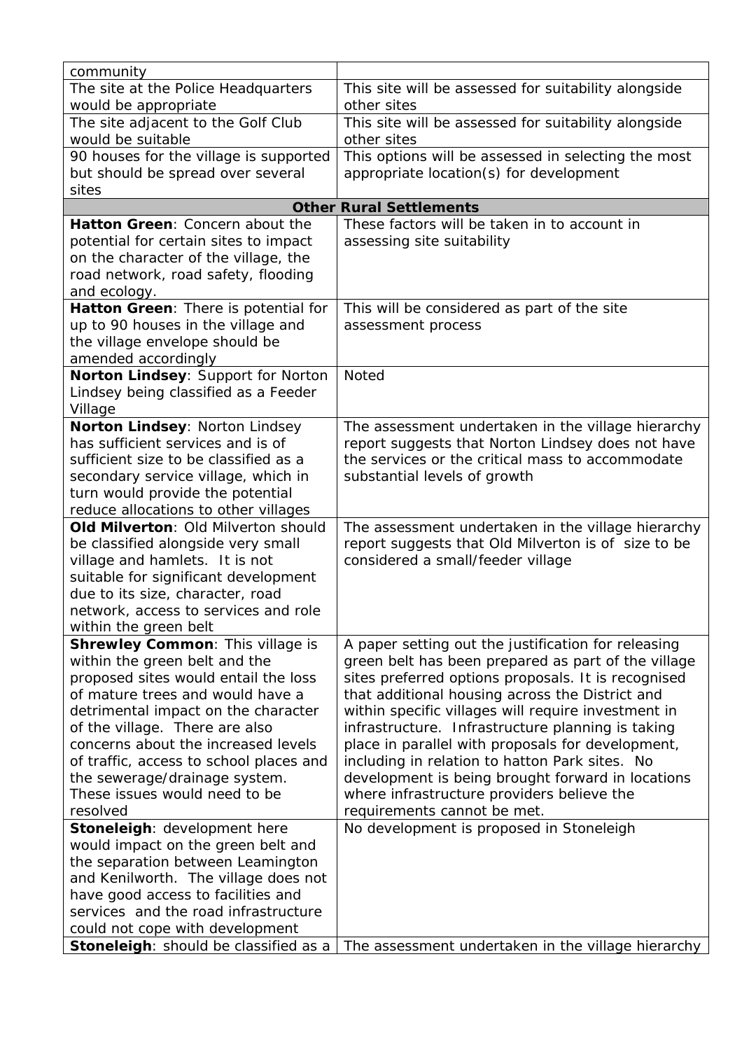| | |
|---|---|
| community | |
| The site at the Police Headquarters would be appropriate | This site will be assessed for suitability alongside other sites |
| The site adjacent to the Golf Club would be suitable | This site will be assessed for suitability alongside other sites |
| 90 houses for the village is supported but should be spread over several sites | This options will be assessed in selecting the most appropriate location(s) for development |
| **Other Rural Settlements** | |
| **Hatton Green**: Concern about the potential for certain sites to impact on the character of the village, the road network, road safety, flooding and ecology. | These factors will be taken in to account in assessing site suitability |
| **Hatton Green**: There is potential for up to 90 houses in the village and the village envelope should be amended accordingly | This will be considered as part of the site assessment process |
| **Norton Lindsey**: Support for Norton Lindsey being classified as a Feeder Village | Noted |
| **Norton Lindsey**: Norton Lindsey has sufficient services and is of sufficient size to be classified as a secondary service village, which in turn would provide the potential reduce allocations to other villages | The assessment undertaken in the village hierarchy report suggests that Norton Lindsey does not have the services or the critical mass to accommodate substantial levels of growth |
| **Old Milverton**: Old Milverton should be classified alongside very small village and hamlets. It is not suitable for significant development due to its size, character, road network, access to services and role within the green belt | The assessment undertaken in the village hierarchy report suggests that Old Milverton is of size to be considered a small/feeder village |
| **Shrewley Common**: This village is within the green belt and the proposed sites would entail the loss of mature trees and would have a detrimental impact on the character of the village. There are also concerns about the increased levels of traffic, access to school places and the sewerage/drainage system. These issues would need to be resolved | A paper setting out the justification for releasing green belt has been prepared as part of the village sites preferred options proposals. It is recognised that additional housing across the District and within specific villages will require investment in infrastructure. Infrastructure planning is taking place in parallel with proposals for development, including in relation to hatton Park sites. No development is being brought forward in locations where infrastructure providers believe the requirements cannot be met. |
| **Stoneleigh**: development here would impact on the green belt and the separation between Leamington and Kenilworth. The village does not have good access to facilities and services and the road infrastructure could not cope with development | No development is proposed in Stoneleigh |
| **Stoneleigh**: should be classified as a | The assessment undertaken in the village hierarchy |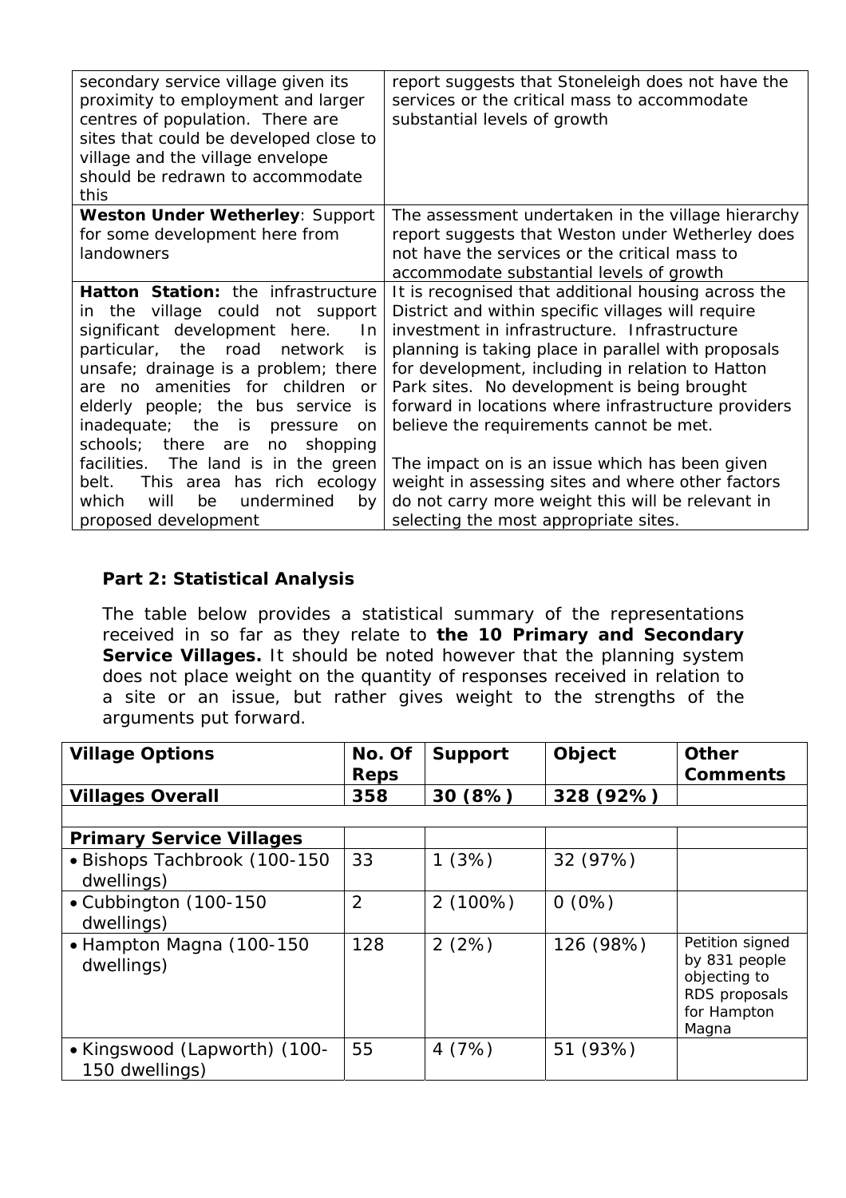| | |
|---|---|
| secondary service village given its proximity to employment and larger centres of population. There are sites that could be developed close to village and the village envelope should be redrawn to accommodate this | report suggests that Stoneleigh does not have the services or the critical mass to accommodate substantial levels of growth |
| **Weston Under Wetherley**: Support for some development here from landowners | The assessment undertaken in the village hierarchy report suggests that Weston under Wetherley does not have the services or the critical mass to accommodate substantial levels of growth |
| **Hatton Station:** the infrastructure in the village could not support significant development here. In particular, the road network is unsafe; drainage is a problem; there are no amenities for children or elderly people; the bus service is inadequate; the is pressure on schools; there are no shopping facilities. The land is in the green belt. This area has rich ecology which will be undermined by proposed development | It is recognised that additional housing across the District and within specific villages will require investment in infrastructure. Infrastructure planning is taking place in parallel with proposals for development, including in relation to Hatton Park sites. No development is being brought forward in locations where infrastructure providers believe the requirements cannot be met.<br><br>The impact on is an issue which has been given weight in assessing sites and where other factors do not carry more weight this will be relevant in selecting the most appropriate sites. |

## Part 2: Statistical Analysis

The table below provides a statistical summary of the representations received in so far as they relate to **the 10 Primary and Secondary Service Villages.** It should be noted however that the planning system does not place weight on the quantity of responses received in relation to a site or an issue, but rather gives weight to the strengths of the arguments put forward.

| Village Options | No. Of Reps | Support | Object | Other Comments |
|---|---|---|---|---|
| **Villages Overall** | **358** | **30 (8%)** | **328 (92%)** | |
| | | | | |
| **Primary Service Villages** | | | | |
| • Bishops Tachbrook (100-150 dwellings) | 33 | 1 (3%) | 32 (97%) | |
| • Cubbington (100-150 dwellings) | 2 | 2 (100%) | 0 (0%) | |
| • Hampton Magna (100-150 dwellings) | 128 | 2 (2%) | 126 (98%) | Petition signed by 831 people objecting to RDS proposals for Hampton Magna |
| • Kingswood (Lapworth) (100-150 dwellings) | 55 | 4 (7%) | 51 (93%) | |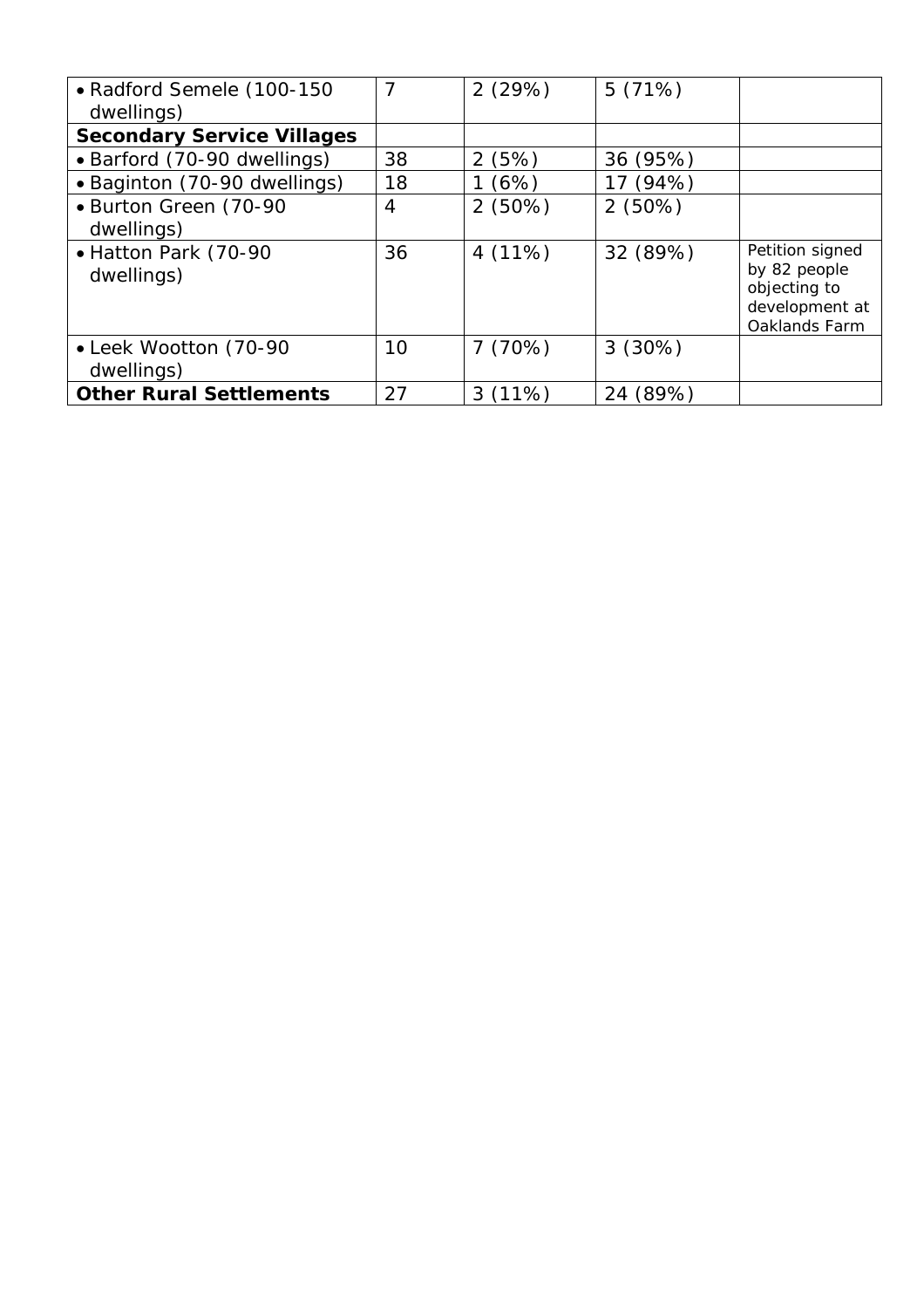| | | | | |
|---|---|---|---|---|
| • Radford Semele (100-150 dwellings) | 7 | 2 (29%) | 5 (71%) | |
| **Secondary Service Villages** | | | | |
| • Barford (70-90 dwellings) | 38 | 2 (5%) | 36 (95%) | |
| • Baginton (70-90 dwellings) | 18 | 1 (6%) | 17 (94%) | |
| • Burton Green (70-90 dwellings) | 4 | 2 (50%) | 2 (50%) | |
| • Hatton Park (70-90 dwellings) | 36 | 4 (11%) | 32 (89%) | Petition signed by 82 people objecting to development at Oaklands Farm |
| • Leek Wootton (70-90 dwellings) | 10 | 7 (70%) | 3 (30%) | |
| **Other Rural Settlements** | 27 | 3 (11%) | 24 (89%) | |